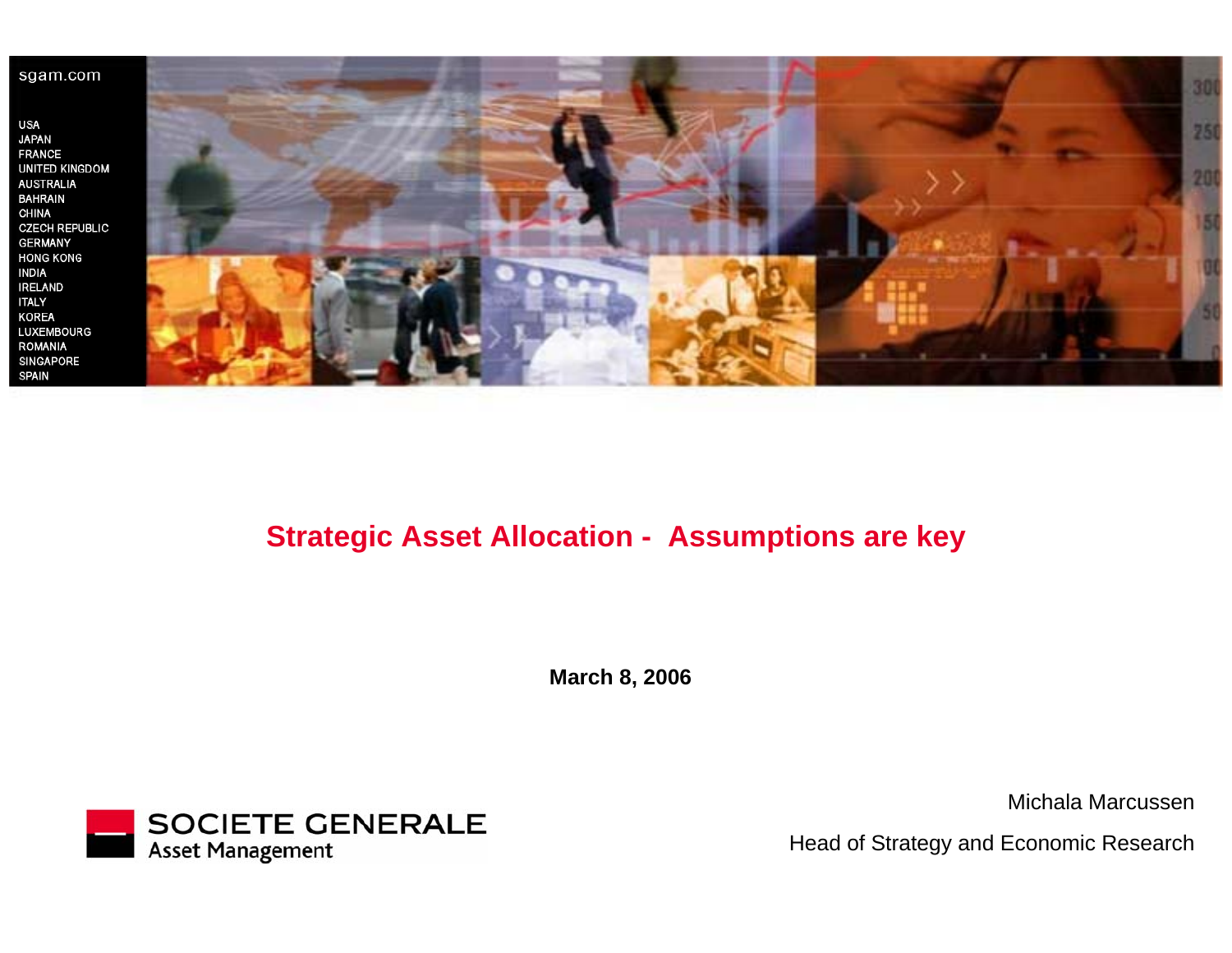sgam.com

USA
JAPAN
FRANCE
UNITED KINGDOM
AUSTRALIA
BAHRAIN
CHINA
CZECH REPUBLIC
GERMANY
HONG KONG
INDIA
IRELAND
ITALY
KOREA
LUXEMBOURG
ROMANIA
SINGAPORE
SPAIN

# Strategic Asset Allocation - Assumptions are key

**March 8, 2006**

SOCIETE GENERALE
Asset Management

Michala Marcussen

Head of Strategy and Economic Research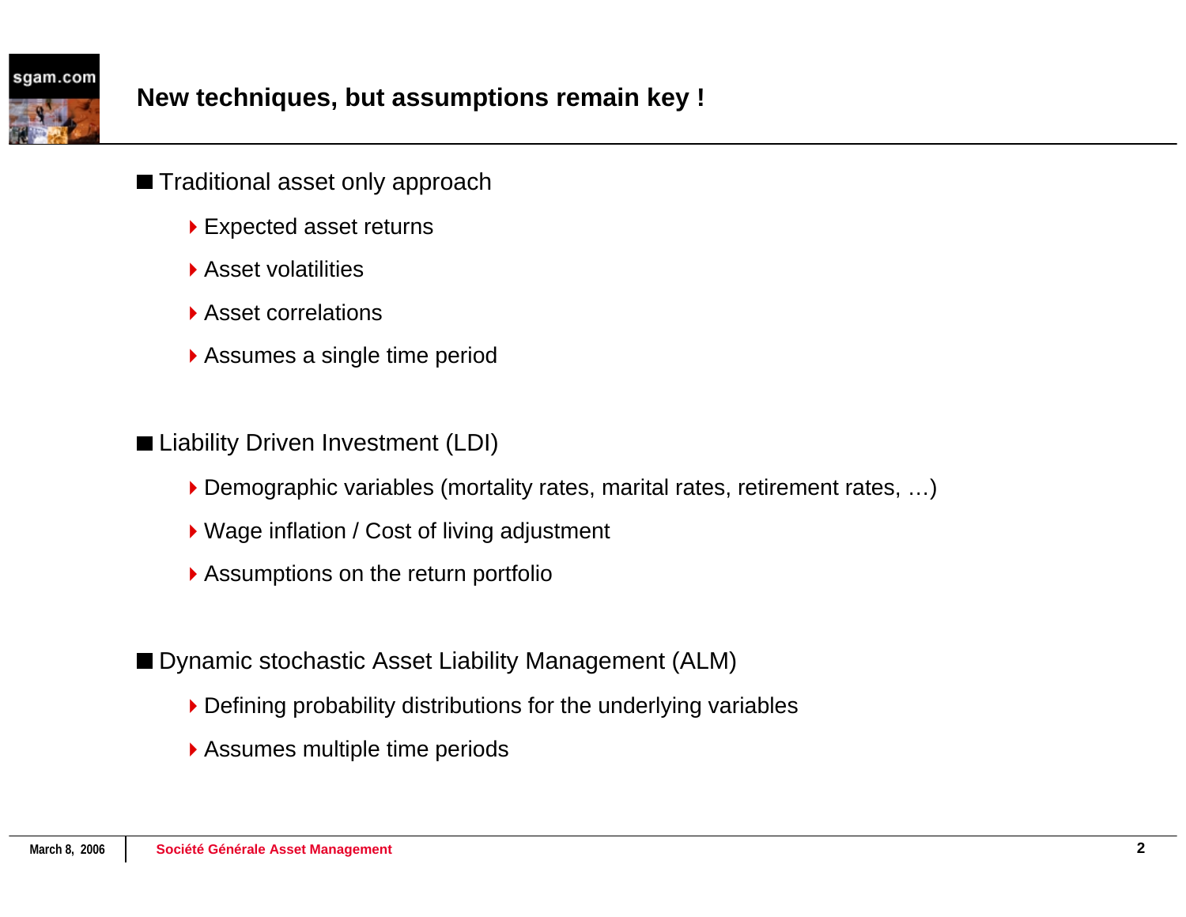## New techniques, but assumptions remain key !

- Traditional asset only approach
  - Expected asset returns
  - Asset volatilities
  - Asset correlations
  - Assumes a single time period

- Liability Driven Investment (LDI)
  - Demographic variables (mortality rates, marital rates, retirement rates, …)
  - Wage inflation / Cost of living adjustment
  - Assumptions on the return portfolio

- Dynamic stochastic Asset Liability Management (ALM)
  - Defining probability distributions for the underlying variables
  - Assumes multiple time periods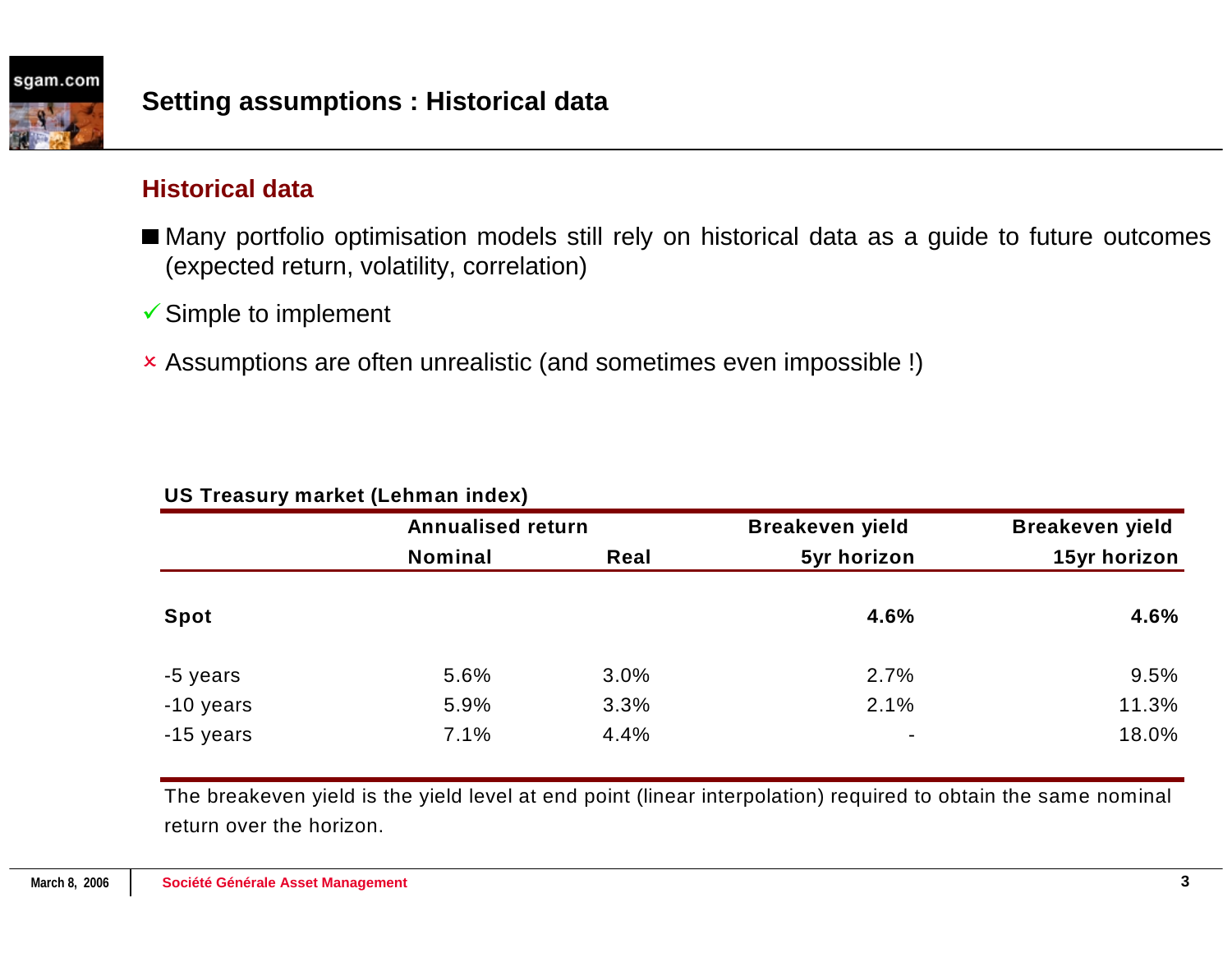# Setting assumptions : Historical data

## Historical data

- Many portfolio optimisation models still rely on historical data as a guide to future outcomes (expected return, volatility, correlation)

✓ Simple to implement

✗ Assumptions are often unrealistic (and sometimes even impossible !)

**US Treasury market (Lehman index)**

| | Annualised return | | Breakeven yield | Breakeven yield |
|---|---|---|---|---|
| | Nominal | Real | 5yr horizon | 15yr horizon |
| **Spot** | | | **4.6%** | **4.6%** |
| -5 years | 5.6% | 3.0% | 2.7% | 9.5% |
| -10 years | 5.9% | 3.3% | 2.1% | 11.3% |
| -15 years | 7.1% | 4.4% | - | 18.0% |

The breakeven yield is the yield level at end point (linear interpolation) required to obtain the same nominal return over the horizon.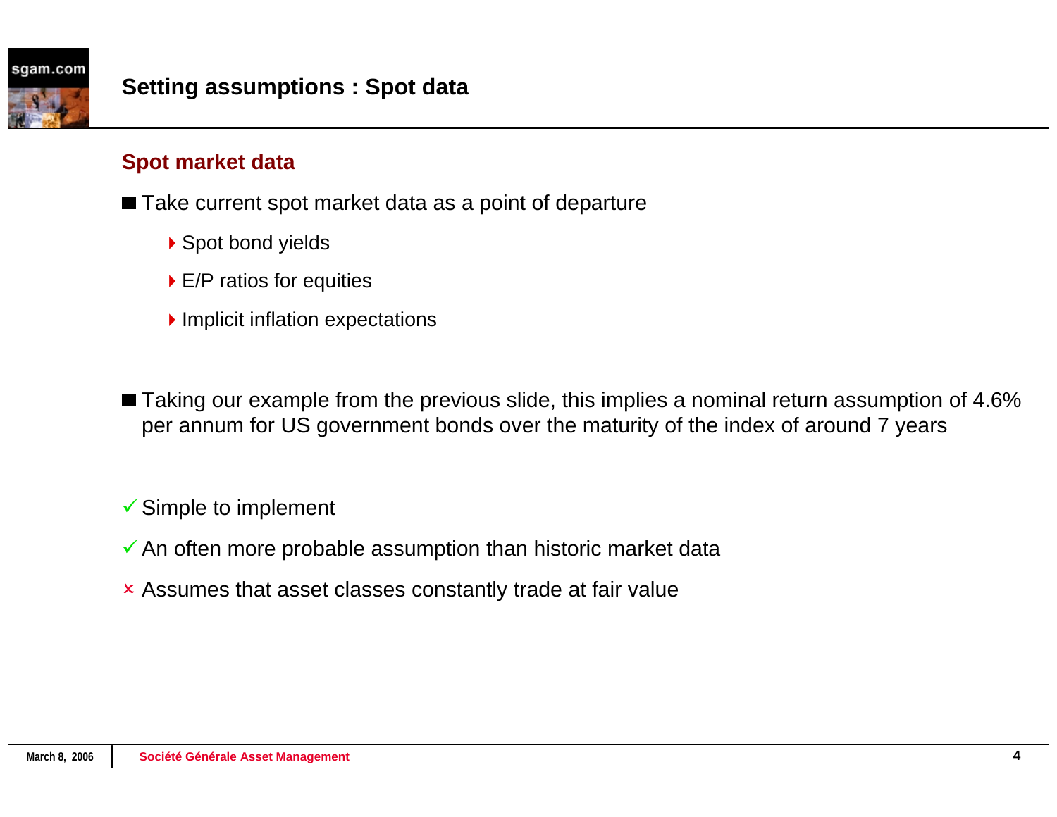# Setting assumptions : Spot data

## Spot market data

- Take current spot market data as a point of departure
  - Spot bond yields
  - E/P ratios for equities
  - Implicit inflation expectations

- Taking our example from the previous slide, this implies a nominal return assumption of 4.6% per annum for US government bonds over the maturity of the index of around 7 years

✓ Simple to implement

✓ An often more probable assumption than historic market data

× Assumes that asset classes constantly trade at fair value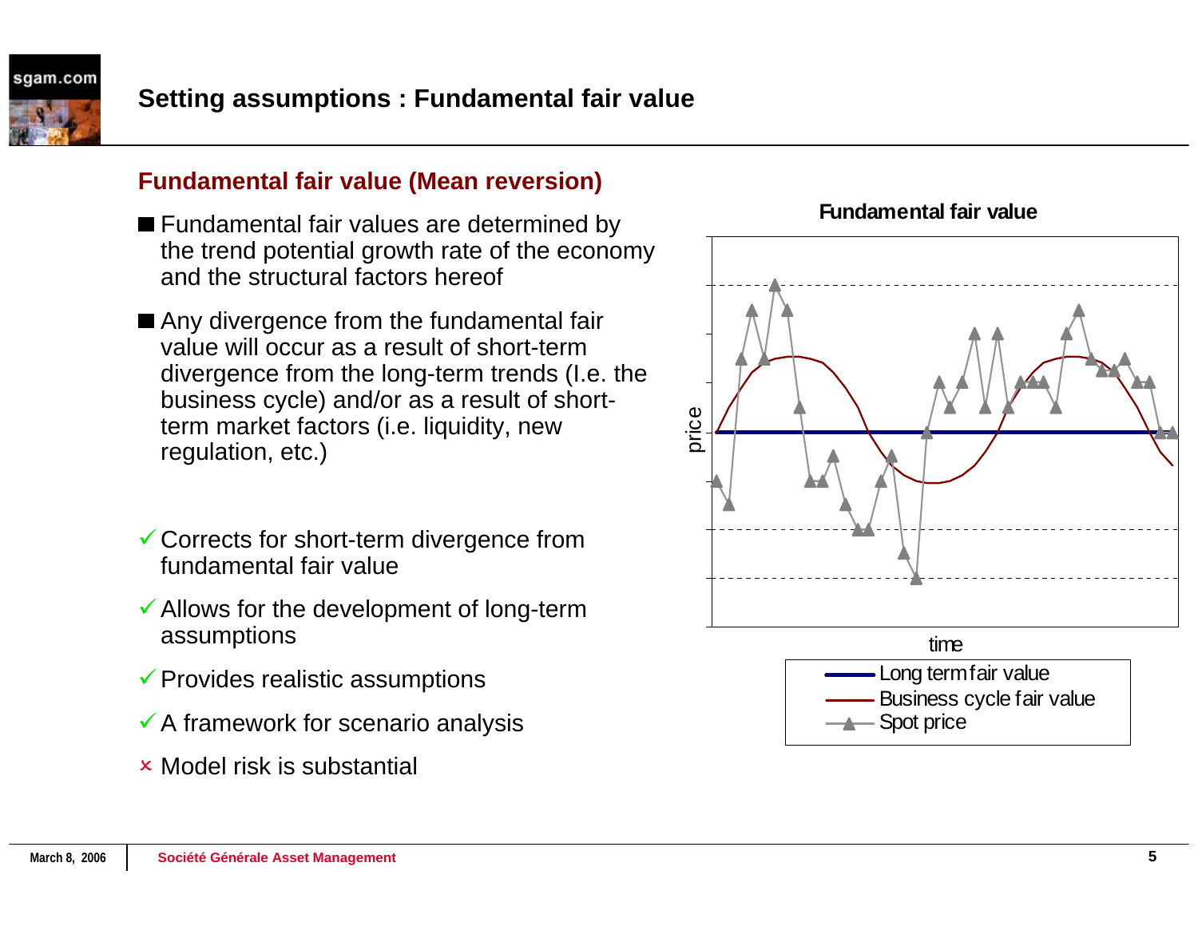# Setting assumptions : Fundamental fair value

## Fundamental fair value (Mean reversion)

- Fundamental fair values are determined by the trend potential growth rate of the economy and the structural factors hereof
- Any divergence from the fundamental fair value will occur as a result of short-term divergence from the long-term trends (I.e. the business cycle) and/or as a result of short-term market factors (i.e. liquidity, new regulation, etc.)

✓ Corrects for short-term divergence from fundamental fair value

✓ Allows for the development of long-term assumptions

✓ Provides realistic assumptions

✓ A framework for scenario analysis

× Model risk is substantial

**Fundamental fair value**

price

time

Long term fair value
Business cycle fair value
Spot price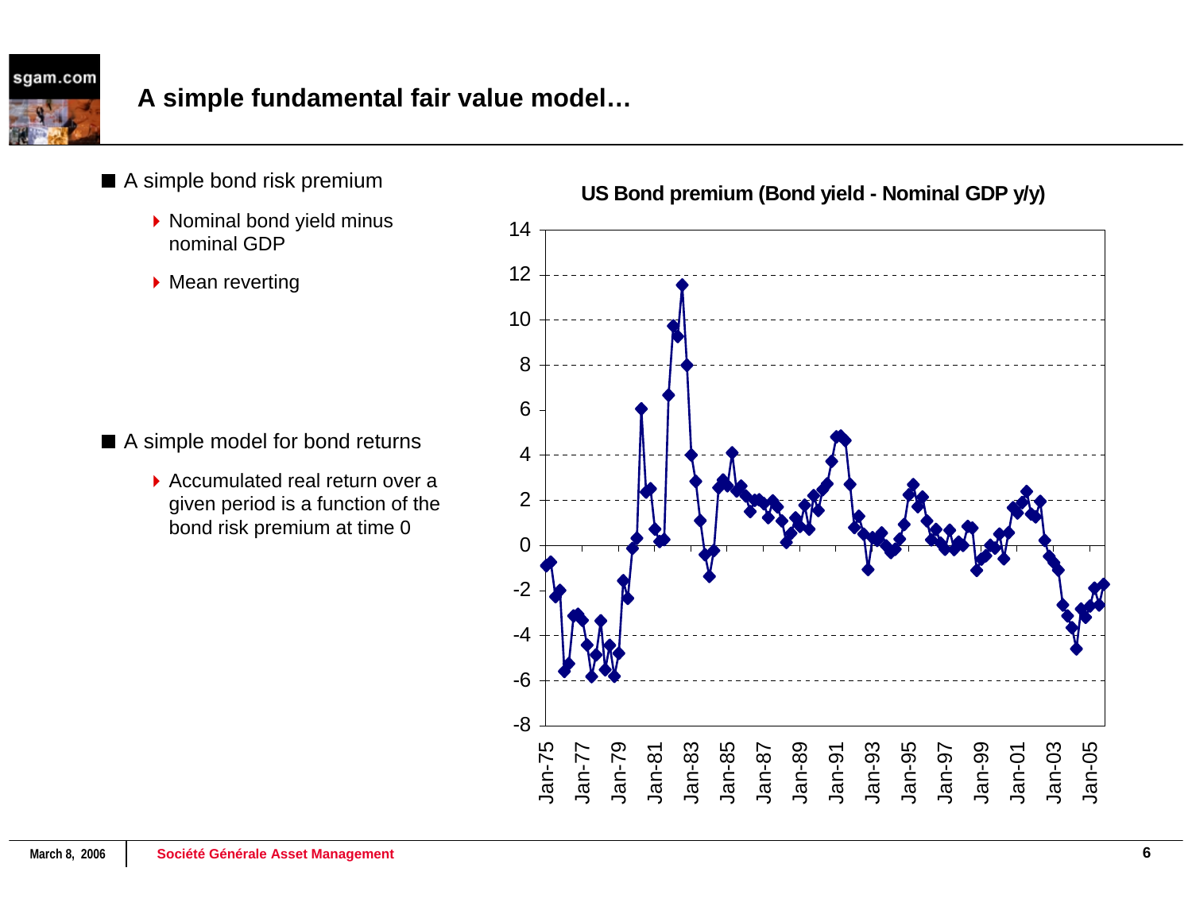# A simple fundamental fair value model…

- A simple bond risk premium
  - Nominal bond yield minus nominal GDP
  - Mean reverting

- A simple model for bond returns
  - Accumulated real return over a given period is a function of the bond risk premium at time 0

**US Bond premium (Bond yield - Nominal GDP y/y)**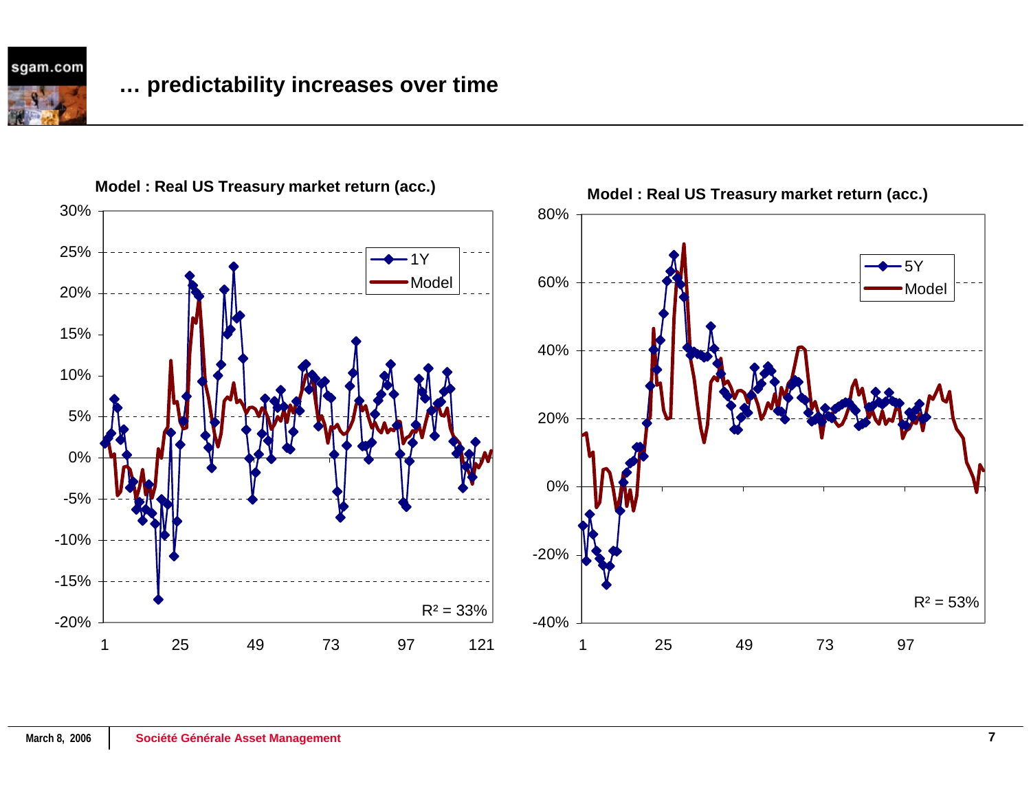# … predictability increases over time

**Model : Real US Treasury market return (acc.)**

- 1Y
- Model

$R^2 = 33\%$

**Model : Real US Treasury market return (acc.)**

- 5Y
- Model

$R^2 = 53\%$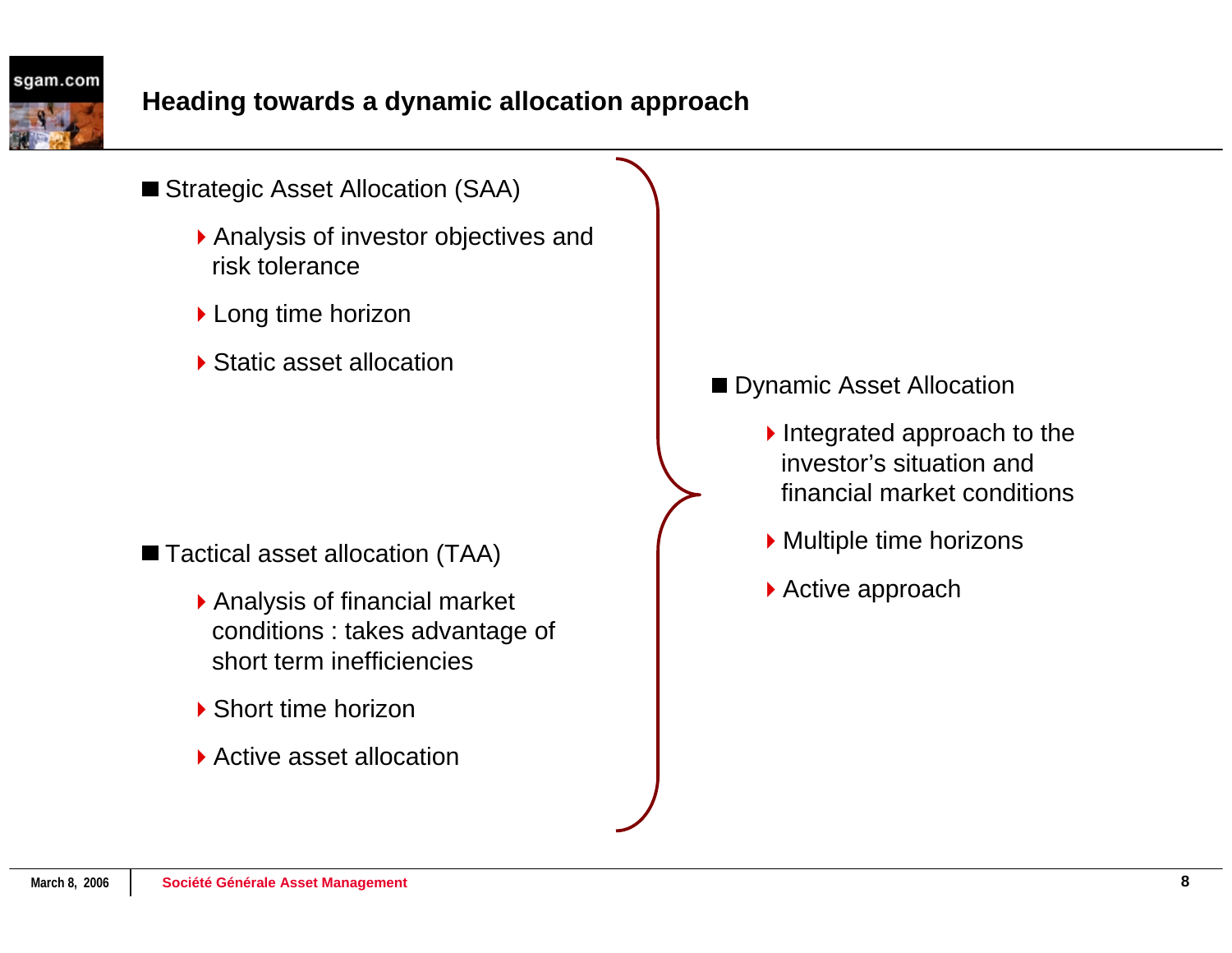## Heading towards a dynamic allocation approach

- Strategic Asset Allocation (SAA)
  - Analysis of investor objectives and risk tolerance
  - Long time horizon
  - Static asset allocation

- Tactical asset allocation (TAA)
  - Analysis of financial market conditions : takes advantage of short term inefficiencies
  - Short time horizon
  - Active asset allocation

- Dynamic Asset Allocation
  - Integrated approach to the investor's situation and financial market conditions
  - Multiple time horizons
  - Active approach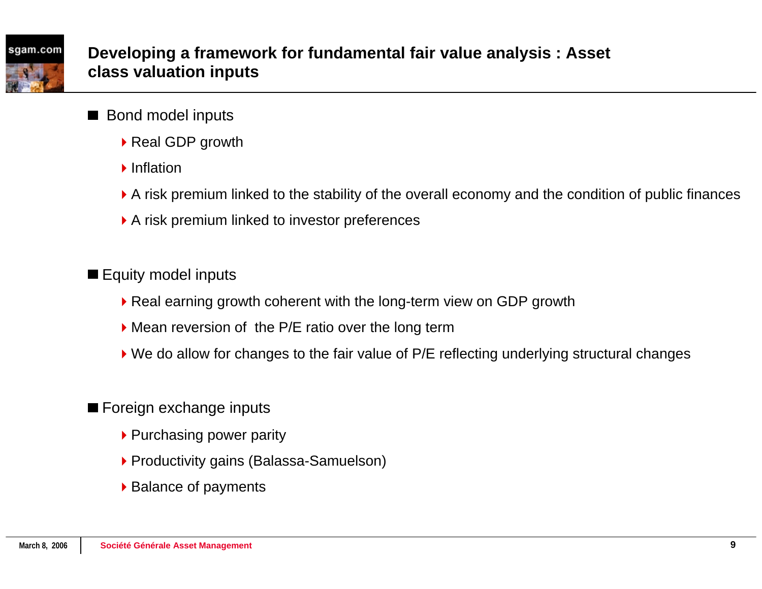# Developing a framework for fundamental fair value analysis : Asset class valuation inputs

- Bond model inputs
  - Real GDP growth
  - Inflation
  - A risk premium linked to the stability of the overall economy and the condition of public finances
  - A risk premium linked to investor preferences

- Equity model inputs
  - Real earning growth coherent with the long-term view on GDP growth
  - Mean reversion of the P/E ratio over the long term
  - We do allow for changes to the fair value of P/E reflecting underlying structural changes

- Foreign exchange inputs
  - Purchasing power parity
  - Productivity gains (Balassa-Samuelson)
  - Balance of payments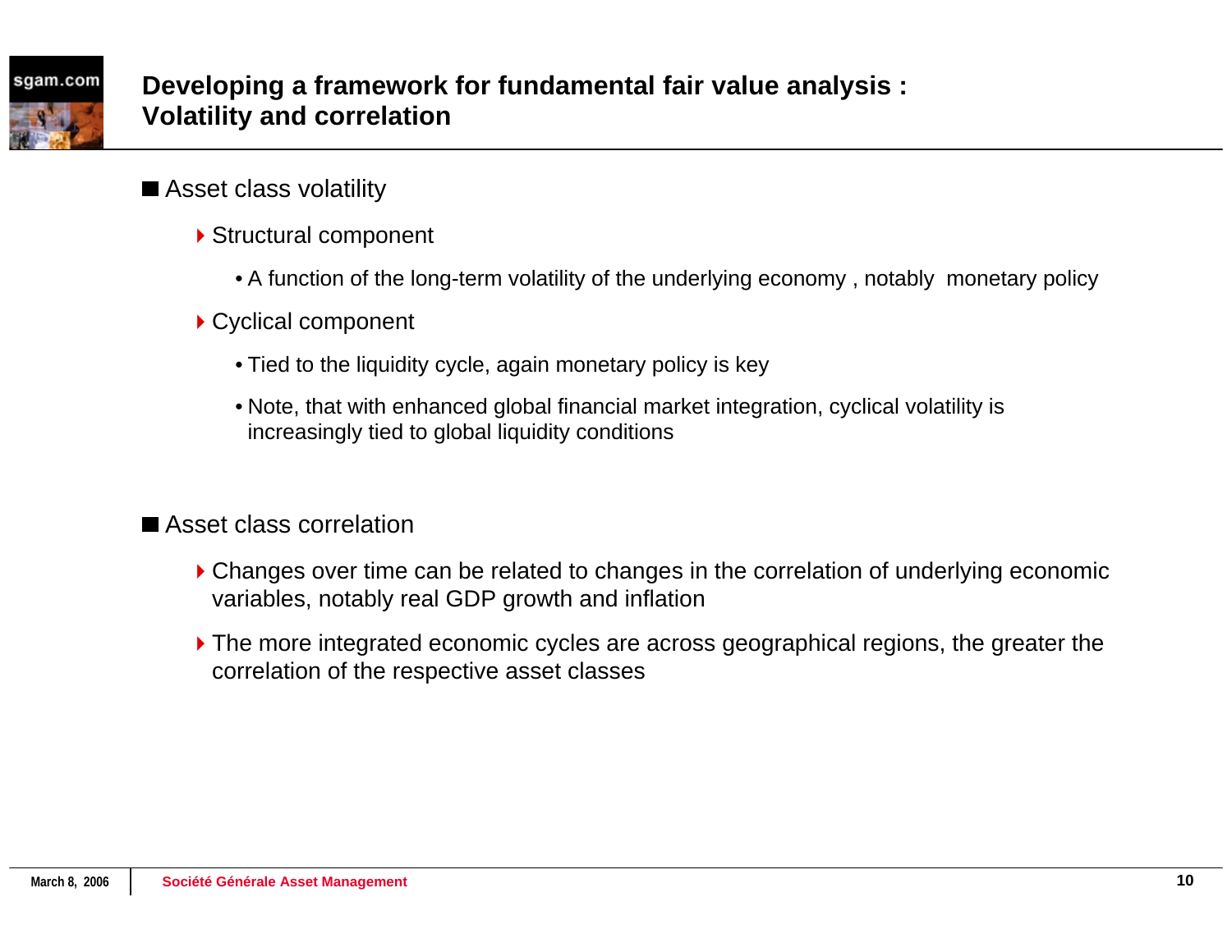# Developing a framework for fundamental fair value analysis : Volatility and correlation

- Asset class volatility
  - Structural component
    - A function of the long-term volatility of the underlying economy , notably monetary policy
  - Cyclical component
    - Tied to the liquidity cycle, again monetary policy is key
    - Note, that with enhanced global financial market integration, cyclical volatility is increasingly tied to global liquidity conditions

- Asset class correlation
  - Changes over time can be related to changes in the correlation of underlying economic variables, notably real GDP growth and inflation
  - The more integrated economic cycles are across geographical regions, the greater the correlation of the respective asset classes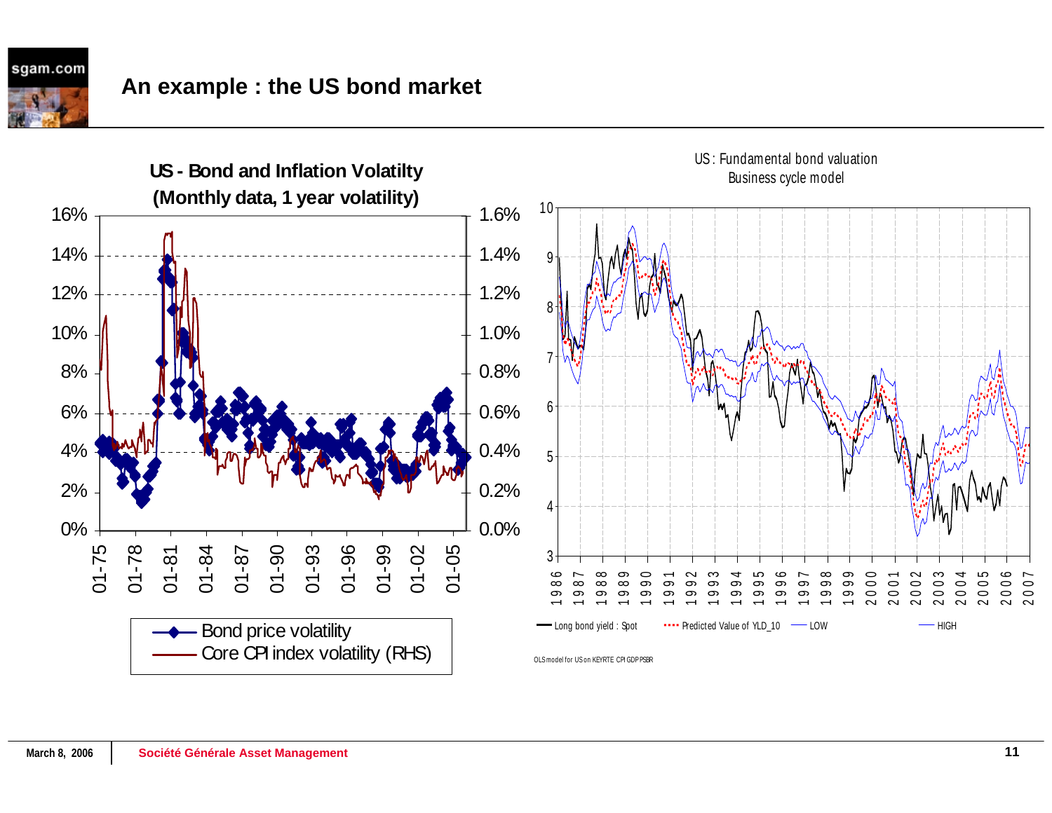# An example : the US bond market

**US - Bond and Inflation Volatilty (Monthly data, 1 year volatility)**

- Bond price volatility
- Core CPI index volatility (RHS)

US : Fundamental bond valuation
Business cycle model

- Long bond yield : Spot
- Predicted Value of YLD_10
- LOW
- HIGH

OLS model for US on KEYRTE CPI GDP PSBR

March 8, 2006 | **Société Générale Asset Management**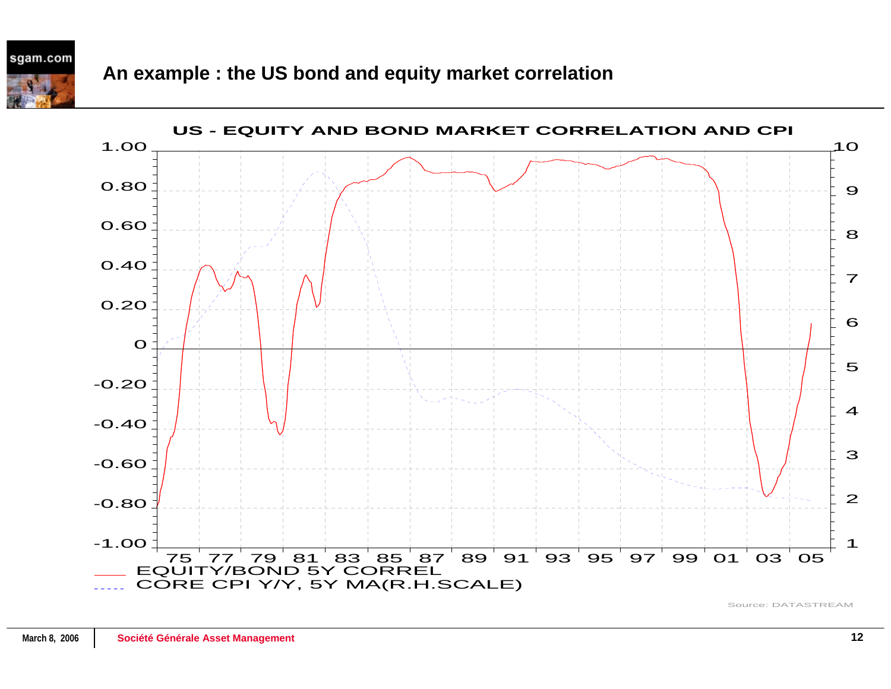## An example : the US bond and equity market correlation

US - EQUITY AND BOND MARKET CORRELATION AND CPI

EQUITY/BOND 5Y CORREL

CORE CPI Y/Y, 5Y MA(R.H.SCALE)

Source: DATASTREAM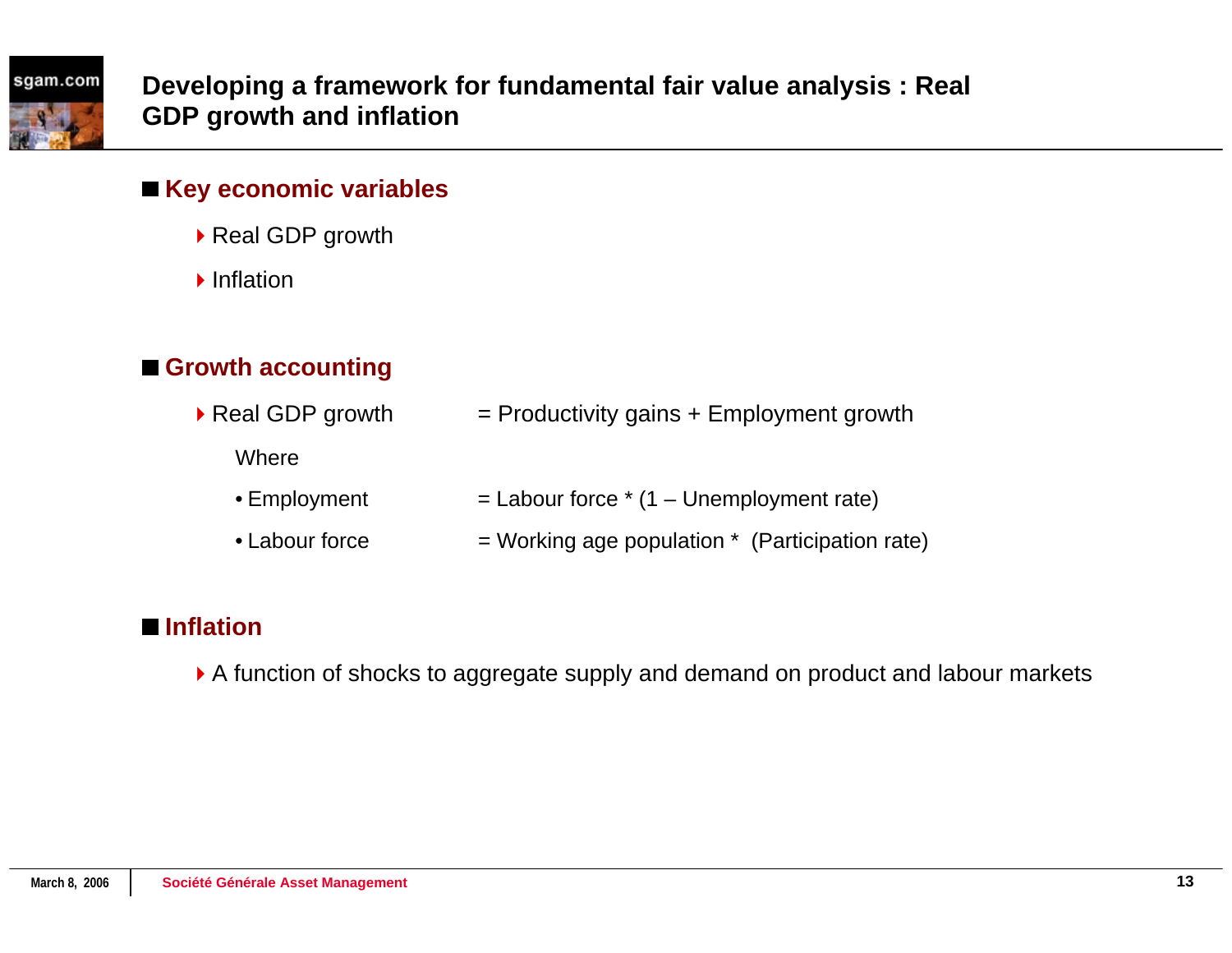# Developing a framework for fundamental fair value analysis : Real GDP growth and inflation

## Key economic variables

- Real GDP growth
- Inflation

## Growth accounting

- Real GDP growth = Productivity gains + Employment growth

  Where

  - Employment = Labour force * (1 – Unemployment rate)
  - Labour force = Working age population * (Participation rate)

## Inflation

- A function of shocks to aggregate supply and demand on product and labour markets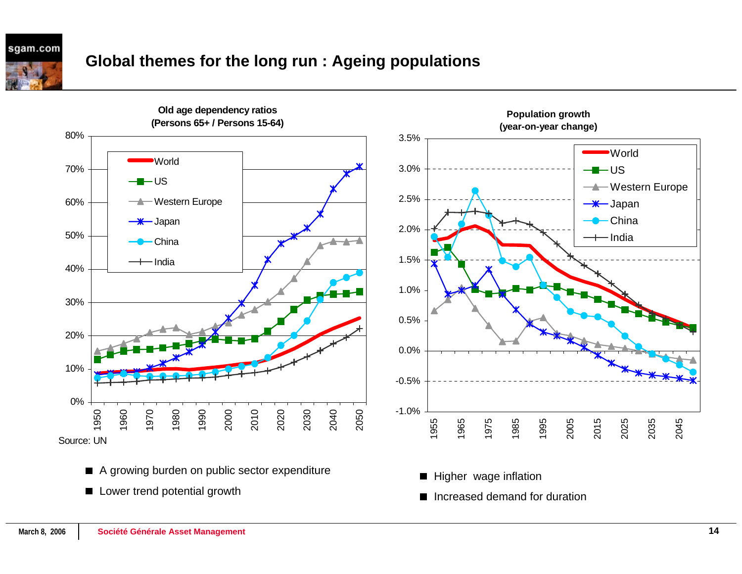# Global themes for the long run : Ageing populations

**Old age dependency ratios**
**(Persons 65+ / Persons 15-64)**

Source: UN

**Population growth**
**(year-on-year change)**

- A growing burden on public sector expenditure
- Lower trend potential growth

- Higher wage inflation
- Increased demand for duration

March 8, 2006 | Société Générale Asset Management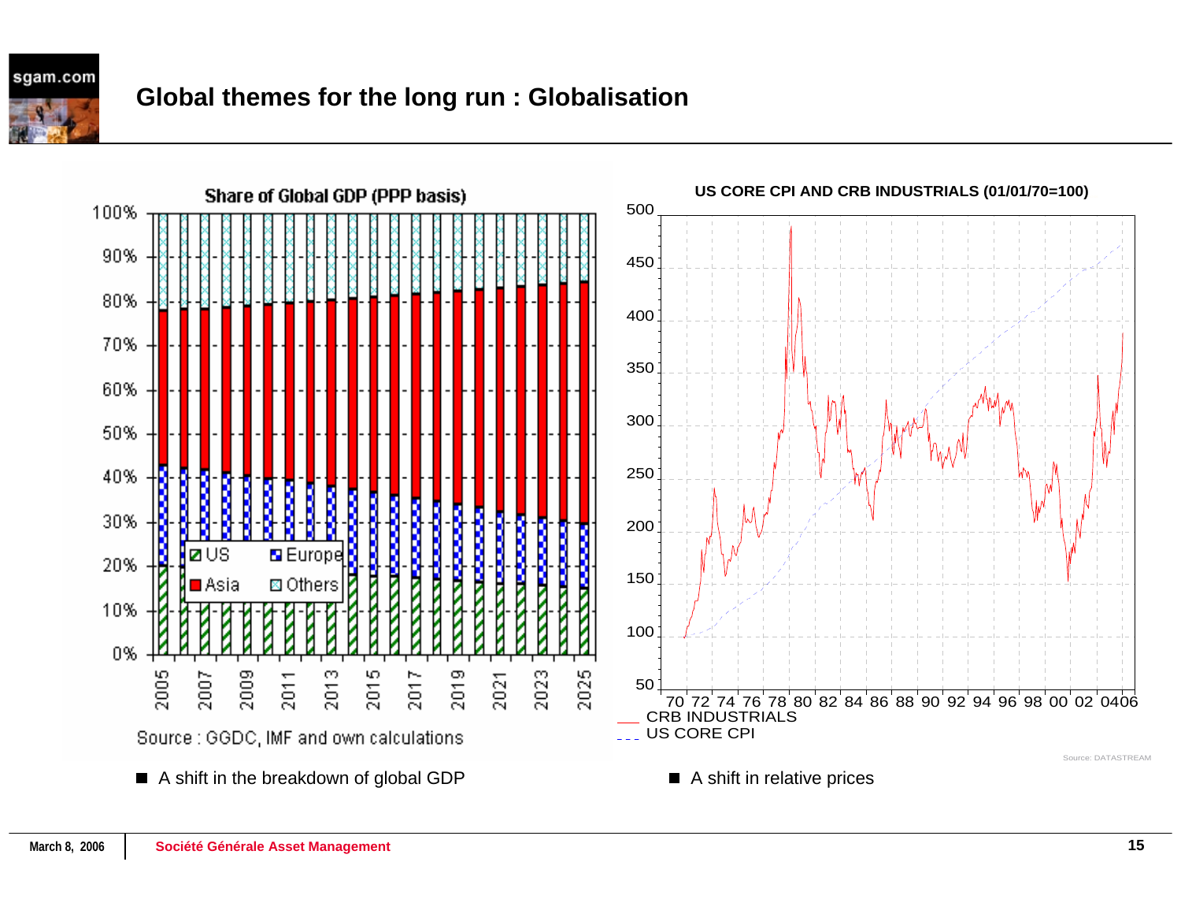# Global themes for the long run : Globalisation

**Share of Global GDP (PPP basis)**

Source : GGDC, IMF and own calculations

**US CORE CPI AND CRB INDUSTRIALS (01/01/70=100)**

Source: DATASTREAM

- A shift in the breakdown of global GDP
- A shift in relative prices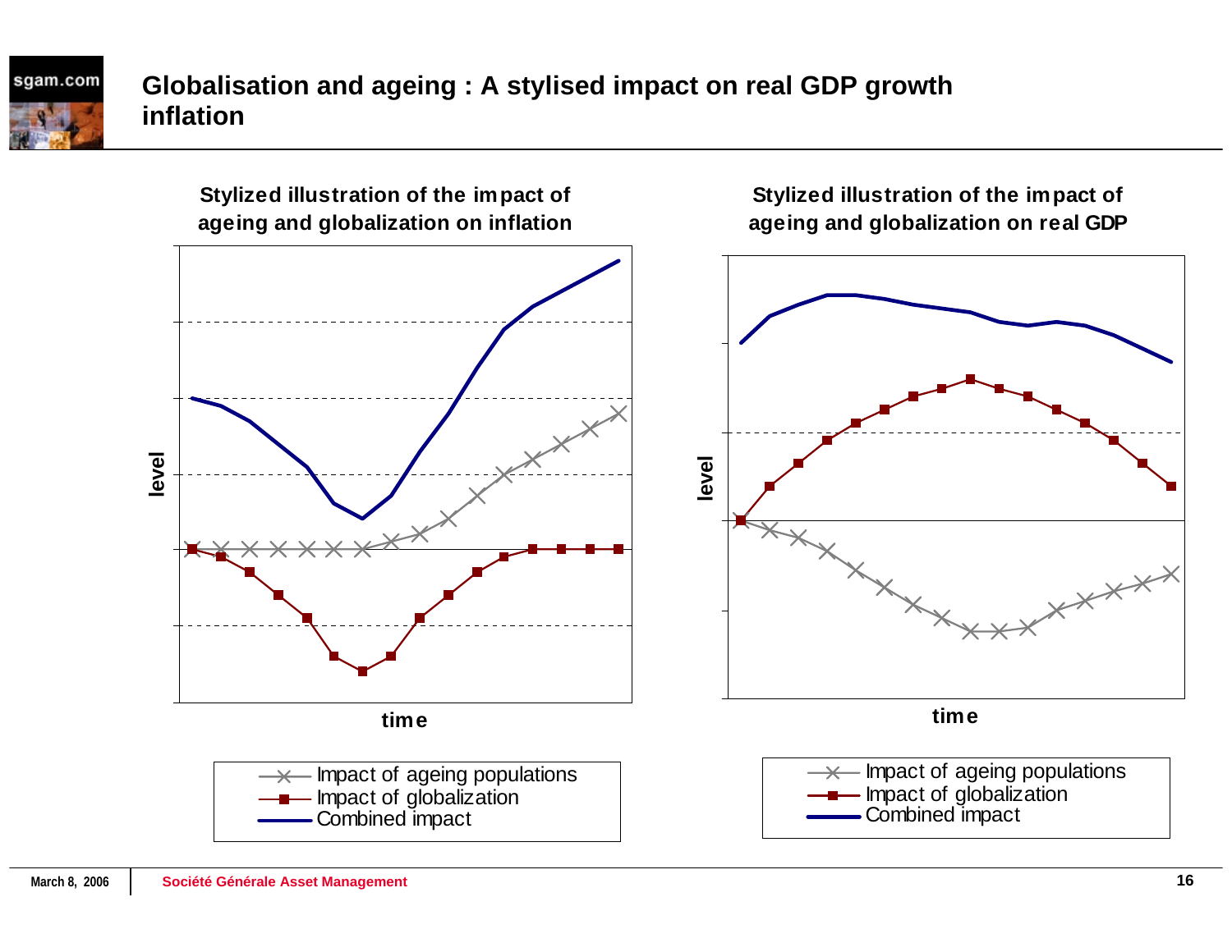# Globalisation and ageing : A stylised impact on real GDP growth inflation

**Stylized illustration of the impact of ageing and globalization on inflation**

level

time

- Impact of ageing populations
- Impact of globalization
- Combined impact

**Stylized illustration of the impact of ageing and globalization on real GDP**

level

time

- Impact of ageing populations
- Impact of globalization
- Combined impact

March 8, 2006 | Société Générale Asset Management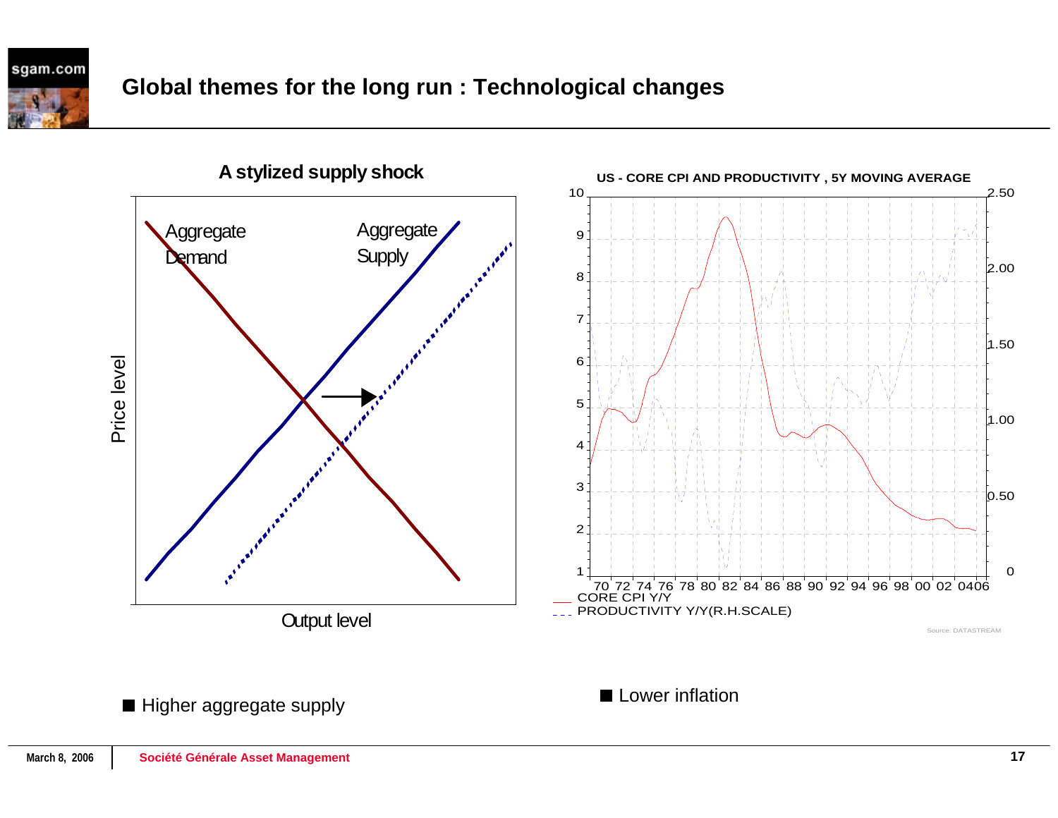# Global themes for the long run : Technological changes

**A stylized supply shock**

Aggregate Demand

Aggregate Supply

Price level

Output level

**US - CORE CPI AND PRODUCTIVITY , 5Y MOVING AVERAGE**

CORE CPI Y/Y

PRODUCTIVITY Y/Y(R.H.SCALE)

Source: DATASTREAM

- Higher aggregate supply

- Lower inflation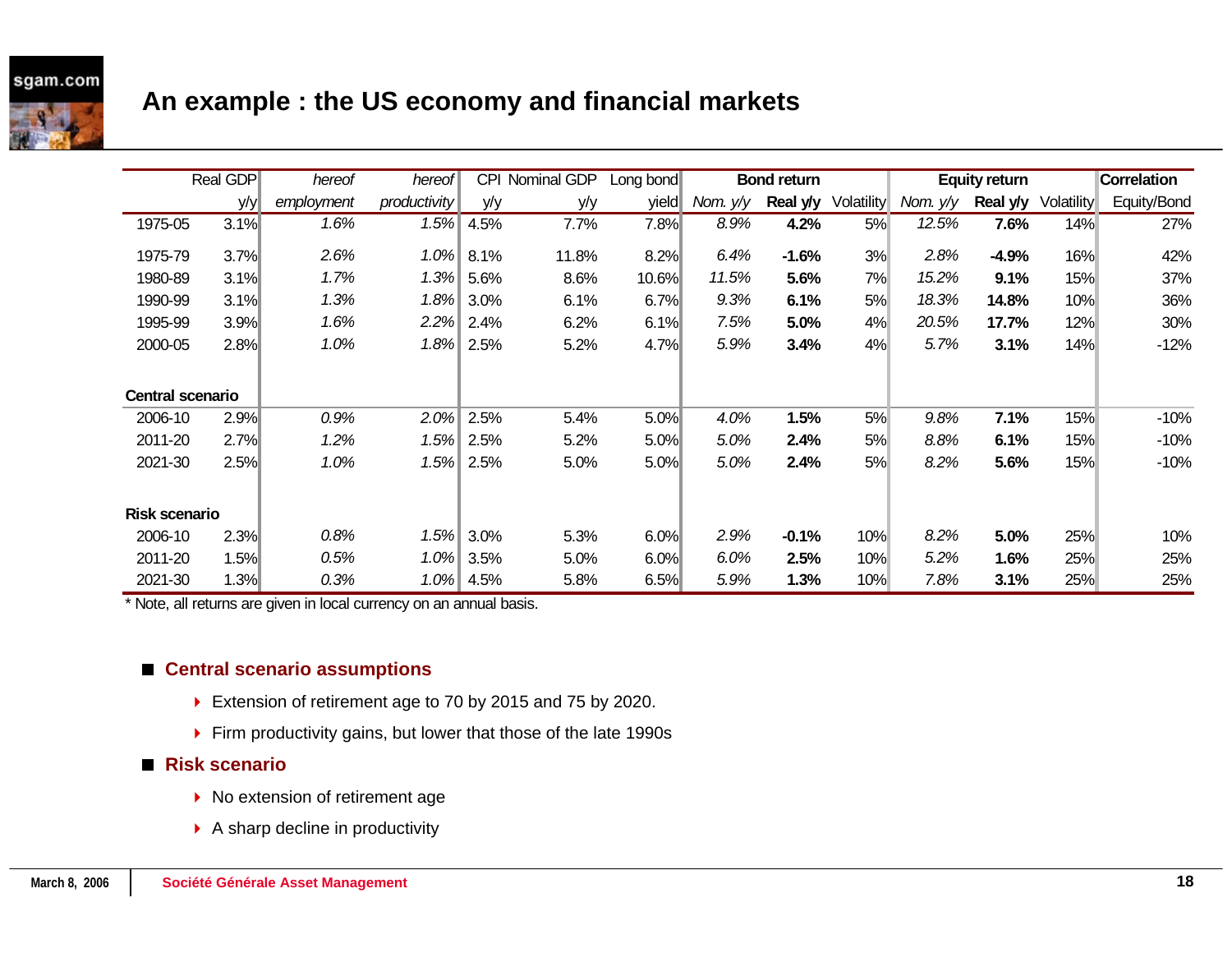## An example : the US economy and financial markets

| | Real GDP | hereof | hereof | CPI | Nominal GDP | Long bond | Bond return | | | Equity return | | | Correlation |
|---|---|---|---|---|---|---|---|---|---|---|---|---|---|
| | y/y | *employment* | *productivity* | y/y | y/y | yield | *Nom. y/y* | **Real y/y** | Volatility | *Nom. y/y* | **Real y/y** | Volatility | Equity/Bond |
| 1975-05 | 3.1% | *1.6%* | *1.5%* | 4.5% | 7.7% | 7.8% | *8.9%* | **4.2%** | 5% | *12.5%* | **7.6%** | 14% | 27% |
| 1975-79 | 3.7% | *2.6%* | *1.0%* | 8.1% | 11.8% | 8.2% | *6.4%* | **-1.6%** | 3% | *2.8%* | **-4.9%** | 16% | 42% |
| 1980-89 | 3.1% | *1.7%* | *1.3%* | 5.6% | 8.6% | 10.6% | *11.5%* | **5.6%** | 7% | *15.2%* | **9.1%** | 15% | 37% |
| 1990-99 | 3.1% | *1.3%* | *1.8%* | 3.0% | 6.1% | 6.7% | *9.3%* | **6.1%** | 5% | *18.3%* | **14.8%** | 10% | 36% |
| 1995-99 | 3.9% | *1.6%* | *2.2%* | 2.4% | 6.2% | 6.1% | *7.5%* | **5.0%** | 4% | *20.5%* | **17.7%** | 12% | 30% |
| 2000-05 | 2.8% | *1.0%* | *1.8%* | 2.5% | 5.2% | 4.7% | *5.9%* | **3.4%** | 4% | *5.7%* | **3.1%** | 14% | -12% |
| **Central scenario** | | | | | | | | | | | | | |
| 2006-10 | 2.9% | *0.9%* | *2.0%* | 2.5% | 5.4% | 5.0% | *4.0%* | **1.5%** | 5% | *9.8%* | **7.1%** | 15% | -10% |
| 2011-20 | 2.7% | *1.2%* | *1.5%* | 2.5% | 5.2% | 5.0% | *5.0%* | **2.4%** | 5% | *8.8%* | **6.1%** | 15% | -10% |
| 2021-30 | 2.5% | *1.0%* | *1.5%* | 2.5% | 5.0% | 5.0% | *5.0%* | **2.4%** | 5% | *8.2%* | **5.6%** | 15% | -10% |
| **Risk scenario** | | | | | | | | | | | | | |
| 2006-10 | 2.3% | *0.8%* | *1.5%* | 3.0% | 5.3% | 6.0% | *2.9%* | **-0.1%** | 10% | *8.2%* | **5.0%** | 25% | 10% |
| 2011-20 | 1.5% | *0.5%* | *1.0%* | 3.5% | 5.0% | 6.0% | *6.0%* | **2.5%** | 10% | *5.2%* | **1.6%** | 25% | 25% |
| 2021-30 | 1.3% | *0.3%* | *1.0%* | 4.5% | 5.8% | 6.5% | *5.9%* | **1.3%** | 10% | *7.8%* | **3.1%** | 25% | 25% |

* Note, all returns are given in local currency on an annual basis.

- **Central scenario assumptions**
  - Extension of retirement age to 70 by 2015 and 75 by 2020.
  - Firm productivity gains, but lower that those of the late 1990s
- **Risk scenario**
  - No extension of retirement age
  - A sharp decline in productivity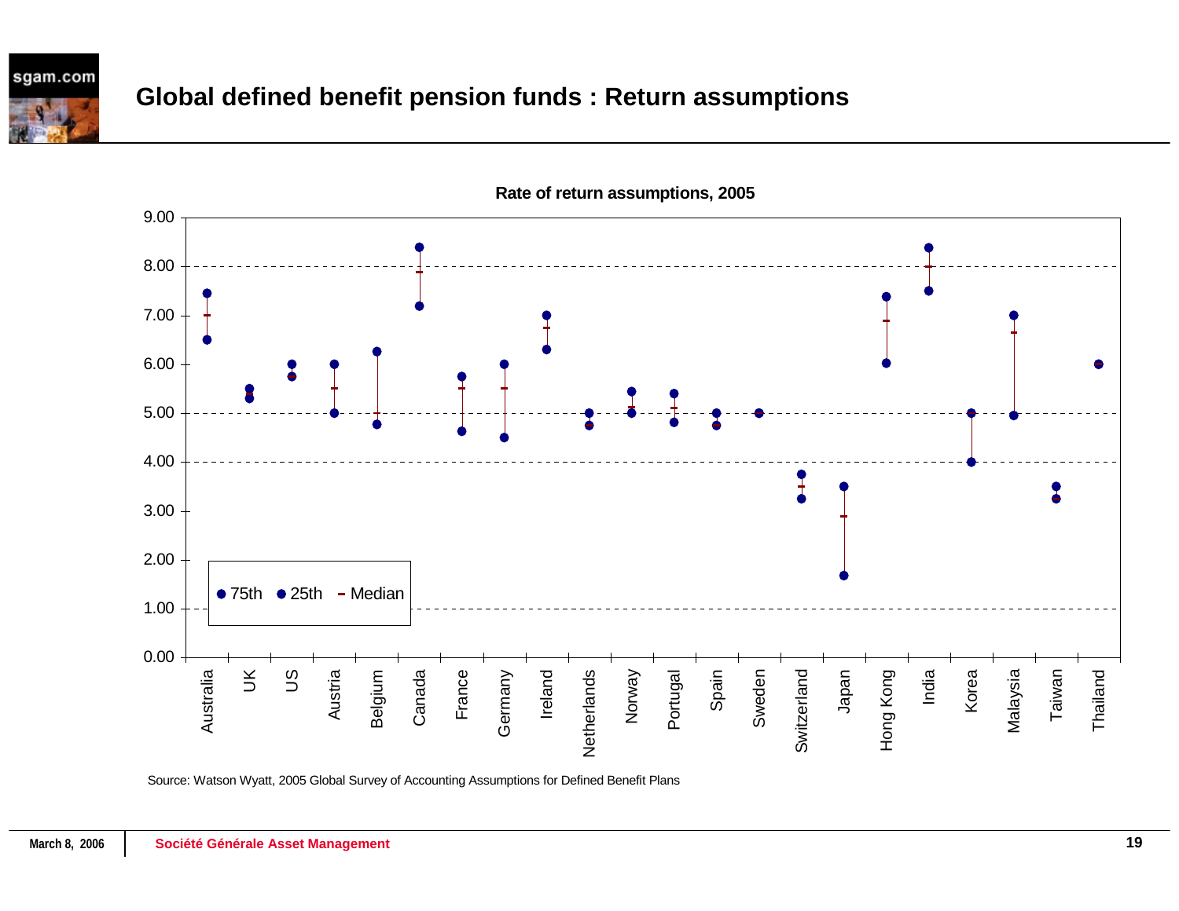# Global defined benefit pension funds : Return assumptions

**Rate of return assumptions, 2005**

| Country | 75th | 25th | Median |
|---|---|---|---|
| Australia | 7.45 | 6.50 | 7.00 |
| UK | 5.50 | 5.30 | 5.40 |
| US | 6.00 | 5.75 | 5.75 |
| Austria | 6.00 | 5.00 | 5.50 |
| Belgium | 6.25 | 4.77 | 5.00 |
| Canada | 8.40 | 7.20 | 7.90 |
| France | 5.75 | 4.63 | 5.50 |
| Germany | 6.00 | 4.50 | 5.50 |
| Ireland | 7.00 | 6.30 | 6.75 |
| Netherlands | 5.00 | 4.75 | 4.75 |
| Norway | 5.45 | 5.00 | 5.12 |
| Portugal | 5.40 | 4.82 | 5.10 |
| Spain | 5.00 | 4.75 | 4.75 |
| Sweden | 5.00 | 5.00 | 5.00 |
| Switzerland | 3.75 | 3.25 | 3.50 |
| Japan | 3.50 | 1.68 | 2.90 |
| Hong Kong | 7.38 | 6.03 | 6.90 |
| India | 8.38 | 7.50 | 8.00 |
| Korea | 5.00 | 4.00 | 5.00 |
| Malaysia | 7.00 | 4.95 | 6.65 |
| Taiwan | 3.50 | 3.25 | 3.25 |
| Thailand | 6.00 | 6.00 | 6.00 |

Source: Watson Wyatt, 2005 Global Survey of Accounting Assumptions for Defined Benefit Plans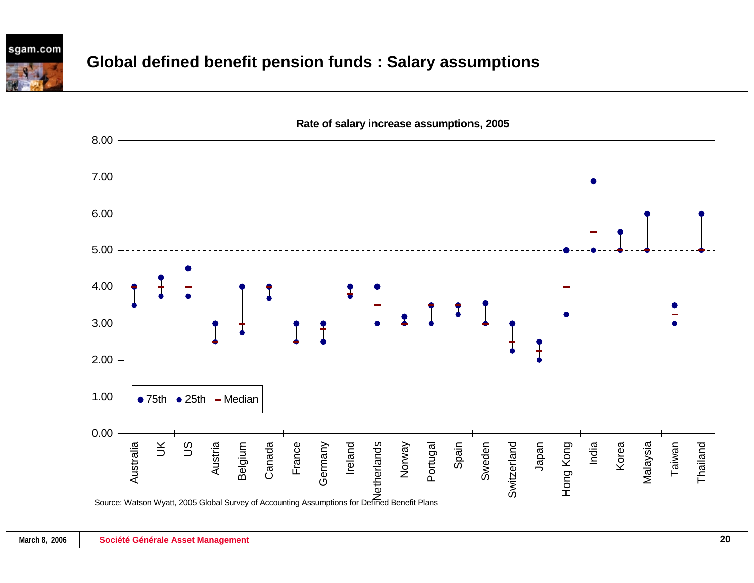# Global defined benefit pension funds : Salary assumptions

**Rate of salary increase assumptions, 2005**

| Country | 75th | 25th | Median |
|---|---|---|---|
| Australia | 4.00 | 3.50 | 4.00 |
| UK | 4.25 | 3.75 | 4.00 |
| US | 4.50 | 3.75 | 4.00 |
| Austria | 3.00 | 2.50 | 2.50 |
| Belgium | 4.00 | 2.75 | 3.00 |
| Canada | 4.00 | 3.70 | 4.00 |
| France | 3.00 | 2.50 | 2.50 |
| Germany | 3.00 | 2.50 | 2.85 |
| Ireland | 4.00 | 3.75 | 3.80 |
| Netherlands | 4.00 | 3.00 | 3.50 |
| Norway | 3.20 | 3.00 | 3.00 |
| Portugal | 3.50 | 3.00 | 3.50 |
| Spain | 3.50 | 3.25 | 3.50 |
| Sweden | 3.55 | 3.00 | 3.00 |
| Switzerland | 3.00 | 2.25 | 2.50 |
| Japan | 2.50 | 2.00 | 2.25 |
| Hong Kong | 5.00 | 3.25 | 4.00 |
| India | 6.88 | 5.00 | 5.50 |
| Korea | 5.50 | 5.00 | 5.00 |
| Malaysia | 6.00 | 5.00 | 5.00 |
| Taiwan | 3.50 | 3.00 | 3.25 |
| Thailand | 6.00 | 5.00 | 5.00 |

Source: Watson Wyatt, 2005 Global Survey of Accounting Assumptions for Defined Benefit Plans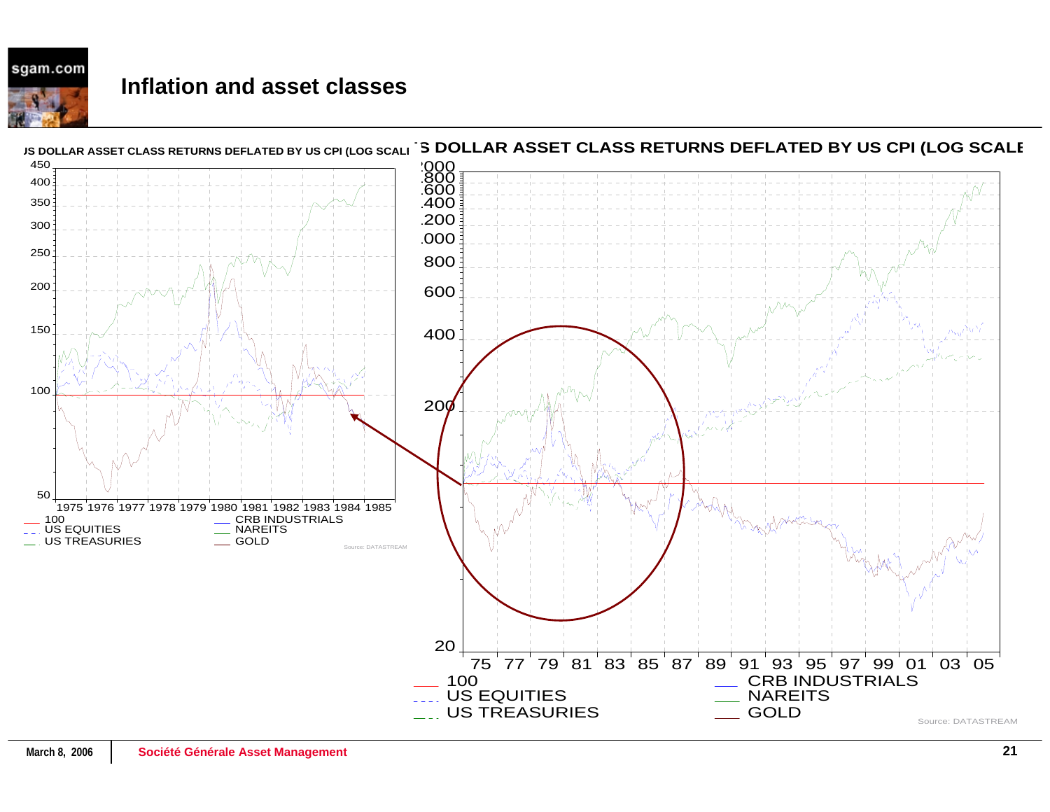# Inflation and asset classes

US DOLLAR ASSET CLASS RETURNS DEFLATED BY US CPI (LOG SCALE)

— 100
- - US EQUITIES
— US TREASURIES
— CRB INDUSTRIALS
— NAREITS
— GOLD

Source: DATASTREAM

US DOLLAR ASSET CLASS RETURNS DEFLATED BY US CPI (LOG SCALE)

— 100
- - US EQUITIES
— US TREASURIES
— CRB INDUSTRIALS
— NAREITS
— GOLD

Source: DATASTREAM

March 8, 2006 — Société Générale Asset Management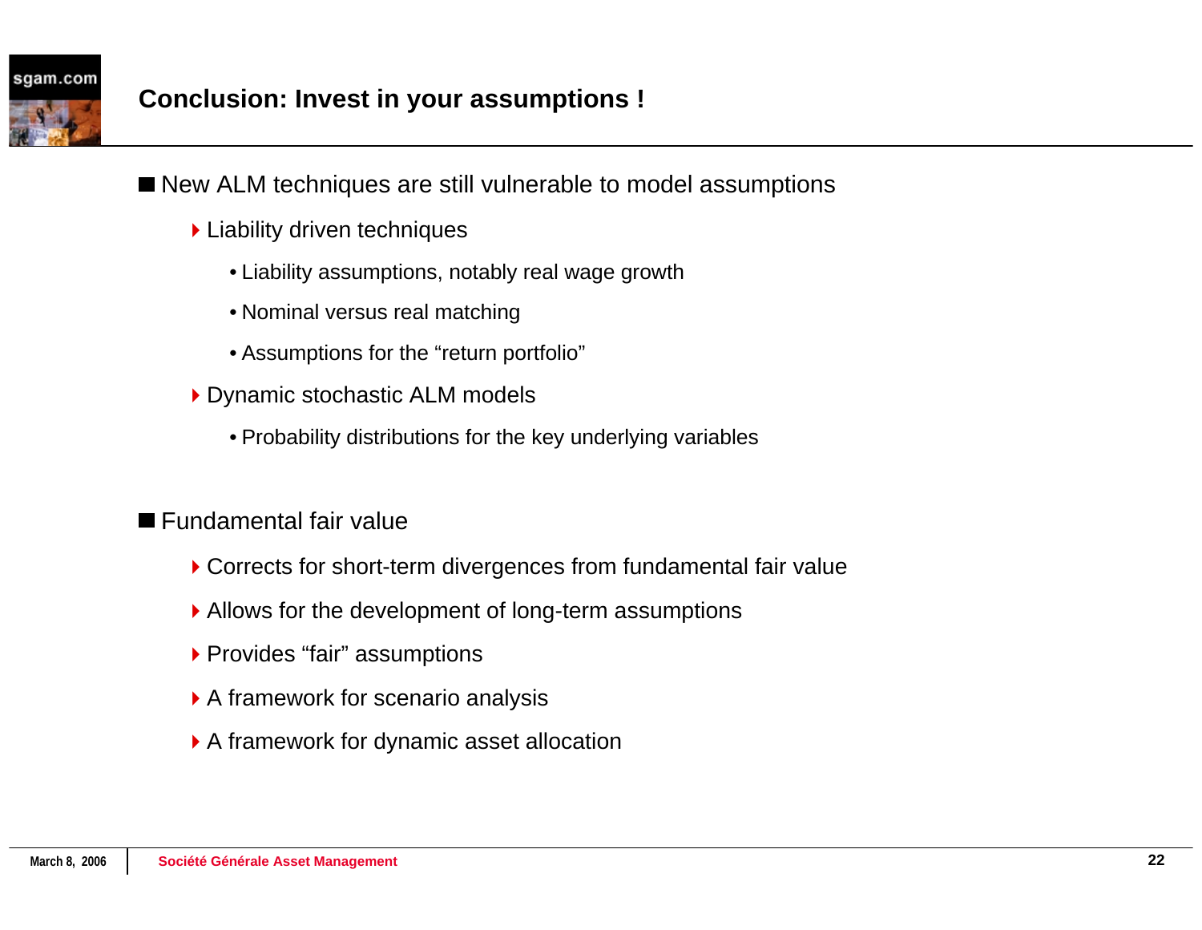# Conclusion: Invest in your assumptions !

- New ALM techniques are still vulnerable to model assumptions
  - Liability driven techniques
    - Liability assumptions, notably real wage growth
    - Nominal versus real matching
    - Assumptions for the “return portfolio”
  - Dynamic stochastic ALM models
    - Probability distributions for the key underlying variables

- Fundamental fair value
  - Corrects for short-term divergences from fundamental fair value
  - Allows for the development of long-term assumptions
  - Provides “fair” assumptions
  - A framework for scenario analysis
  - A framework for dynamic asset allocation